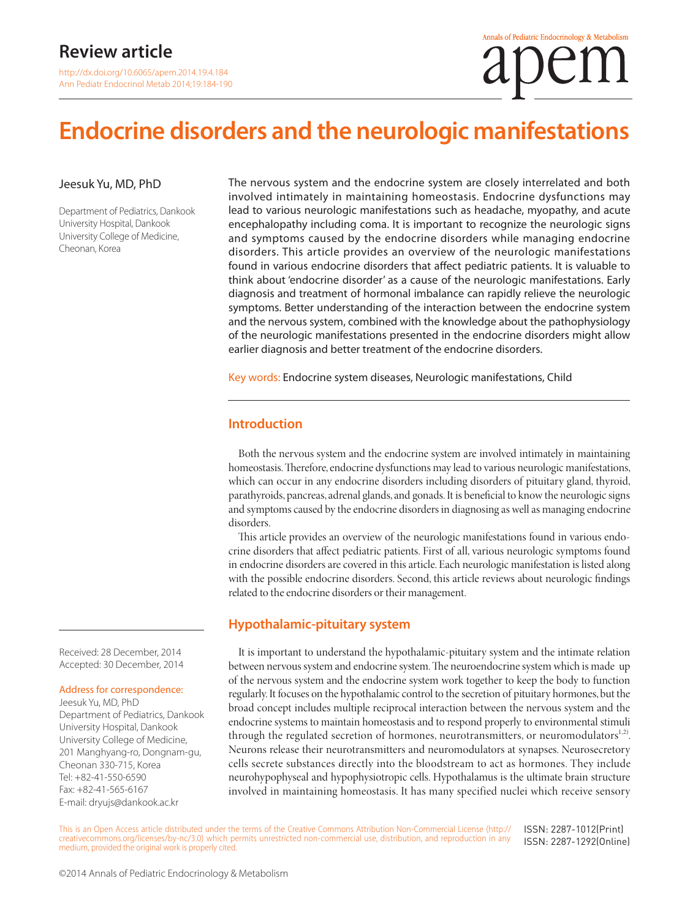Review article

http://dx.doi.org/10.6065/apem.2014.19.4.184
Ann Pediatr Endocrinol Metab 2014;19:184-190

# Endocrine disorders and the neurologic manifestations

Jeesuk Yu, MD, PhD

Department of Pediatrics, Dankook University Hospital, Dankook University College of Medicine, Cheonan, Korea

The nervous system and the endocrine system are closely interrelated and both involved intimately in maintaining homeostasis. Endocrine dysfunctions may lead to various neurologic manifestations such as headache, myopathy, and acute encephalopathy including coma. It is important to recognize the neurologic signs and symptoms caused by the endocrine disorders while managing endocrine disorders. This article provides an overview of the neurologic manifestations found in various endocrine disorders that affect pediatric patients. It is valuable to think about 'endocrine disorder' as a cause of the neurologic manifestations. Early diagnosis and treatment of hormonal imbalance can rapidly relieve the neurologic symptoms. Better understanding of the interaction between the endocrine system and the nervous system, combined with the knowledge about the pathophysiology of the neurologic manifestations presented in the endocrine disorders might allow earlier diagnosis and better treatment of the endocrine disorders.

Key words: Endocrine system diseases, Neurologic manifestations, Child

## Introduction

Both the nervous system and the endocrine system are involved intimately in maintaining homeostasis. Therefore, endocrine dysfunctions may lead to various neurologic manifestations, which can occur in any endocrine disorders including disorders of pituitary gland, thyroid, parathyroids, pancreas, adrenal glands, and gonads. It is beneficial to know the neurologic signs and symptoms caused by the endocrine disorders in diagnosing as well as managing endocrine disorders.

This article provides an overview of the neurologic manifestations found in various endocrine disorders that affect pediatric patients. First of all, various neurologic symptoms found in endocrine disorders are covered in this article. Each neurologic manifestation is listed along with the possible endocrine disorders. Second, this article reviews about neurologic findings related to the endocrine disorders or their management.

## Hypothalamic-pituitary system

It is important to understand the hypothalamic-pituitary system and the intimate relation between nervous system and endocrine system. The neuroendocrine system which is made up of the nervous system and the endocrine system work together to keep the body to function regularly. It focuses on the hypothalamic control to the secretion of pituitary hormones, but the broad concept includes multiple reciprocal interaction between the nervous system and the endocrine systems to maintain homeostasis and to respond properly to environmental stimuli through the regulated secretion of hormones, neurotransmitters, or neuromodulators[1,2]. Neurons release their neurotransmitters and neuromodulators at synapses. Neurosecretory cells secrete substances directly into the bloodstream to act as hormones. They include neurohypophyseal and hypophysiotropic cells. Hypothalamus is the ultimate brain structure involved in maintaining homeostasis. It has many specified nuclei which receive sensory

Received: 28 December, 2014
Accepted: 30 December, 2014

Address for correspondence:
Jeesuk Yu, MD, PhD
Department of Pediatrics, Dankook University Hospital, Dankook University College of Medicine, 201 Manghyang-ro, Dongnam-gu, Cheonan 330-715, Korea
Tel: +82-41-550-6590
Fax: +82-41-565-6167
E-mail: dryujs@dankook.ac.kr

This is an Open Access article distributed under the terms of the Creative Commons Attribution Non-Commercial License (http://creativecommons.org/licenses/by-nc/3.0) which permits unrestricted non-commercial use, distribution, and reproduction in any medium, provided the original work is properly cited.

ISSN: 2287-1012(Print)
ISSN: 2287-1292(Online)

©2014 Annals of Pediatric Endocrinology & Metabolism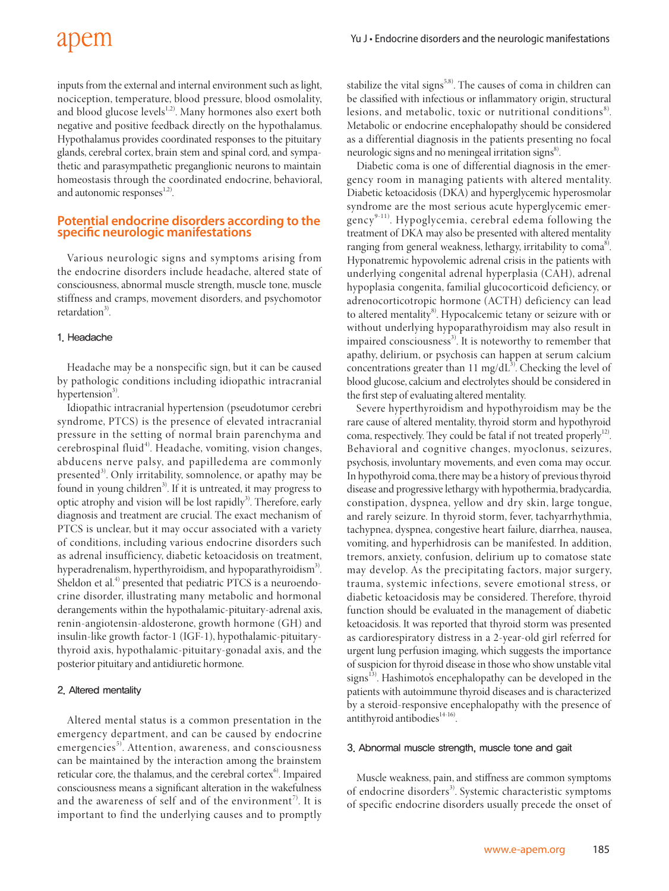inputs from the external and internal environment such as light, nociception, temperature, blood pressure, blood osmolality, and blood glucose levels[1,2]. Many hormones also exert both negative and positive feedback directly on the hypothalamus. Hypothalamus provides coordinated responses to the pituitary glands, cerebral cortex, brain stem and spinal cord, and sympathetic and parasympathetic preganglionic neurons to maintain homeostasis through the coordinated endocrine, behavioral, and autonomic responses[1,2].

## Potential endocrine disorders according to the specific neurologic manifestations

Various neurologic signs and symptoms arising from the endocrine disorders include headache, altered state of consciousness, abnormal muscle strength, muscle tone, muscle stiffness and cramps, movement disorders, and psychomotor retardation[3].

### 1. Headache

Headache may be a nonspecific sign, but it can be caused by pathologic conditions including idiopathic intracranial hypertension[3].

Idiopathic intracranial hypertension (pseudotumor cerebri syndrome, PTCS) is the presence of elevated intracranial pressure in the setting of normal brain parenchyma and cerebrospinal fluid[4]. Headache, vomiting, vision changes, abducens nerve palsy, and papilledema are commonly presented[3]. Only irritability, somnolence, or apathy may be found in young children[3]. If it is untreated, it may progress to optic atrophy and vision will be lost rapidly[3]. Therefore, early diagnosis and treatment are crucial. The exact mechanism of PTCS is unclear, but it may occur associated with a variety of conditions, including various endocrine disorders such as adrenal insufficiency, diabetic ketoacidosis on treatment, hyperadrenalism, hyperthyroidism, and hypoparathyroidism[3]. Sheldon et al.[4] presented that pediatric PTCS is a neuroendocrine disorder, illustrating many metabolic and hormonal derangements within the hypothalamic-pituitary-adrenal axis, renin-angiotensin-aldosterone, growth hormone (GH) and insulin-like growth factor-1 (IGF-1), hypothalamic-pituitary-thyroid axis, hypothalamic-pituitary-gonadal axis, and the posterior pituitary and antidiuretic hormone.

### 2. Altered mentality

Altered mental status is a common presentation in the emergency department, and can be caused by endocrine emergencies[5]. Attention, awareness, and consciousness can be maintained by the interaction among the brainstem reticular core, the thalamus, and the cerebral cortex[6]. Impaired consciousness means a significant alteration in the wakefulness and the awareness of self and of the environment[7]. It is important to find the underlying causes and to promptly stabilize the vital signs[5,8]. The causes of coma in children can be classified with infectious or inflammatory origin, structural lesions, and metabolic, toxic or nutritional conditions[8]. Metabolic or endocrine encephalopathy should be considered as a differential diagnosis in the patients presenting no focal neurologic signs and no meningeal irritation signs[8].

Diabetic coma is one of differential diagnosis in the emergency room in managing patients with altered mentality. Diabetic ketoacidosis (DKA) and hyperglycemic hyperosmolar syndrome are the most serious acute hyperglycemic emergency[9-11]. Hypoglycemia, cerebral edema following the treatment of DKA may also be presented with altered mentality ranging from general weakness, lethargy, irritability to coma[8]. Hyponatremic hypovolemic adrenal crisis in the patients with underlying congenital adrenal hyperplasia (CAH), adrenal hypoplasia congenita, familial glucocorticoid deficiency, or adrenocorticotropic hormone (ACTH) deficiency can lead to altered mentality[8]. Hypocalcemic tetany or seizure with or without underlying hypoparathyroidism may also result in impaired consciousness[3]. It is noteworthy to remember that apathy, delirium, or psychosis can happen at serum calcium concentrations greater than 11 mg/dL[3]. Checking the level of blood glucose, calcium and electrolytes should be considered in the first step of evaluating altered mentality.

Severe hyperthyroidism and hypothyroidism may be the rare cause of altered mentality, thyroid storm and hypothyroid coma, respectively. They could be fatal if not treated properly[12]. Behavioral and cognitive changes, myoclonus, seizures, psychosis, involuntary movements, and even coma may occur. In hypothyroid coma, there may be a history of previous thyroid disease and progressive lethargy with hypothermia, bradycardia, constipation, dyspnea, yellow and dry skin, large tongue, and rarely seizure. In thyroid storm, fever, tachyarrhythmia, tachypnea, dyspnea, congestive heart failure, diarrhea, nausea, vomiting, and hyperhidrosis can be manifested. In addition, tremors, anxiety, confusion, delirium up to comatose state may develop. As the precipitating factors, major surgery, trauma, systemic infections, severe emotional stress, or diabetic ketoacidosis may be considered. Therefore, thyroid function should be evaluated in the management of diabetic ketoacidosis. It was reported that thyroid storm was presented as cardiorespiratory distress in a 2-year-old girl referred for urgent lung perfusion imaging, which suggests the importance of suspicion for thyroid disease in those who show unstable vital signs[13]. Hashimoto's encephalopathy can be developed in the patients with autoimmune thyroid diseases and is characterized by a steroid-responsive encephalopathy with the presence of antithyroid antibodies[14-16].

### 3. Abnormal muscle strength, muscle tone and gait

Muscle weakness, pain, and stiffness are common symptoms of endocrine disorders[3]. Systemic characteristic symptoms of specific endocrine disorders usually precede the onset of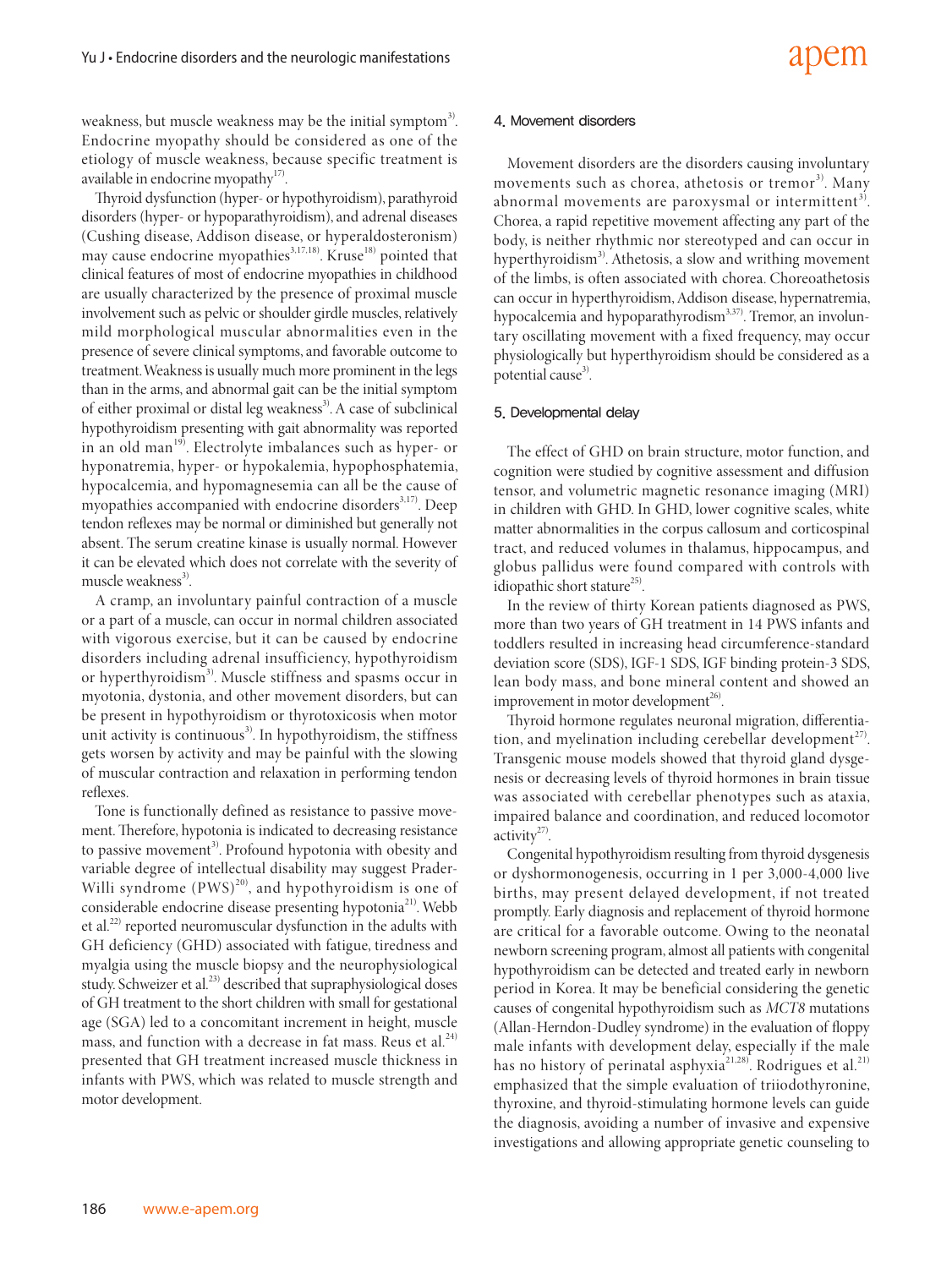weakness, but muscle weakness may be the initial symptom[3]. Endocrine myopathy should be considered as one of the etiology of muscle weakness, because specific treatment is available in endocrine myopathy[17].

Thyroid dysfunction (hyper- or hypothyroidism), parathyroid disorders (hyper- or hypoparathyroidism), and adrenal diseases (Cushing disease, Addison disease, or hyperaldosteronism) may cause endocrine myopathies[3,17,18]. Kruse[18] pointed that clinical features of most of endocrine myopathies in childhood are usually characterized by the presence of proximal muscle involvement such as pelvic or shoulder girdle muscles, relatively mild morphological muscular abnormalities even in the presence of severe clinical symptoms, and favorable outcome to treatment. Weakness is usually much more prominent in the legs than in the arms, and abnormal gait can be the initial symptom of either proximal or distal leg weakness[3]. A case of subclinical hypothyroidism presenting with gait abnormality was reported in an old man[19]. Electrolyte imbalances such as hyper- or hyponatremia, hyper- or hypokalemia, hypophosphatemia, hypocalcemia, and hypomagnesemia can all be the cause of myopathies accompanied with endocrine disorders[3,17]. Deep tendon reflexes may be normal or diminished but generally not absent. The serum creatine kinase is usually normal. However it can be elevated which does not correlate with the severity of muscle weakness[3].

A cramp, an involuntary painful contraction of a muscle or a part of a muscle, can occur in normal children associated with vigorous exercise, but it can be caused by endocrine disorders including adrenal insufficiency, hypothyroidism or hyperthyroidism[3]. Muscle stiffness and spasms occur in myotonia, dystonia, and other movement disorders, but can be present in hypothyroidism or thyrotoxicosis when motor unit activity is continuous[3]. In hypothyroidism, the stiffness gets worsen by activity and may be painful with the slowing of muscular contraction and relaxation in performing tendon reflexes.

Tone is functionally defined as resistance to passive movement. Therefore, hypotonia is indicated to decreasing resistance to passive movement[3]. Profound hypotonia with obesity and variable degree of intellectual disability may suggest Prader-Willi syndrome (PWS)[20], and hypothyroidism is one of considerable endocrine disease presenting hypotonia[21]. Webb et al.[22] reported neuromuscular dysfunction in the adults with GH deficiency (GHD) associated with fatigue, tiredness and myalgia using the muscle biopsy and the neurophysiological study. Schweizer et al.[23] described that supraphysiological doses of GH treatment to the short children with small for gestational age (SGA) led to a concomitant increment in height, muscle mass, and function with a decrease in fat mass. Reus et al.[24] presented that GH treatment increased muscle thickness in infants with PWS, which was related to muscle strength and motor development.

### 4. Movement disorders

Movement disorders are the disorders causing involuntary movements such as chorea, athetosis or tremor[3]. Many abnormal movements are paroxysmal or intermittent[3]. Chorea, a rapid repetitive movement affecting any part of the body, is neither rhythmic nor stereotyped and can occur in hyperthyroidism[3]. Athetosis, a slow and writhing movement of the limbs, is often associated with chorea. Choreoathetosis can occur in hyperthyroidism, Addison disease, hypernatremia, hypocalcemia and hypoparathyrodism[3,37]. Tremor, an involuntary oscillating movement with a fixed frequency, may occur physiologically but hyperthyroidism should be considered as a potential cause[3].

### 5. Developmental delay

The effect of GHD on brain structure, motor function, and cognition were studied by cognitive assessment and diffusion tensor, and volumetric magnetic resonance imaging (MRI) in children with GHD. In GHD, lower cognitive scales, white matter abnormalities in the corpus callosum and corticospinal tract, and reduced volumes in thalamus, hippocampus, and globus pallidus were found compared with controls with idiopathic short stature[25].

In the review of thirty Korean patients diagnosed as PWS, more than two years of GH treatment in 14 PWS infants and toddlers resulted in increasing head circumference-standard deviation score (SDS), IGF-1 SDS, IGF binding protein-3 SDS, lean body mass, and bone mineral content and showed an improvement in motor development[26].

Thyroid hormone regulates neuronal migration, differentiation, and myelination including cerebellar development[27]. Transgenic mouse models showed that thyroid gland dysgenesis or decreasing levels of thyroid hormones in brain tissue was associated with cerebellar phenotypes such as ataxia, impaired balance and coordination, and reduced locomotor activity[27].

Congenital hypothyroidism resulting from thyroid dysgenesis or dyshormonogenesis, occurring in 1 per 3,000-4,000 live births, may present delayed development, if not treated promptly. Early diagnosis and replacement of thyroid hormone are critical for a favorable outcome. Owing to the neonatal newborn screening program, almost all patients with congenital hypothyroidism can be detected and treated early in newborn period in Korea. It may be beneficial considering the genetic causes of congenital hypothyroidism such as *MCT8* mutations (Allan-Herndon-Dudley syndrome) in the evaluation of floppy male infants with development delay, especially if the male has no history of perinatal asphyxia[21,28]. Rodrigues et al.[21] emphasized that the simple evaluation of triiodothyronine, thyroxine, and thyroid-stimulating hormone levels can guide the diagnosis, avoiding a number of invasive and expensive investigations and allowing appropriate genetic counseling to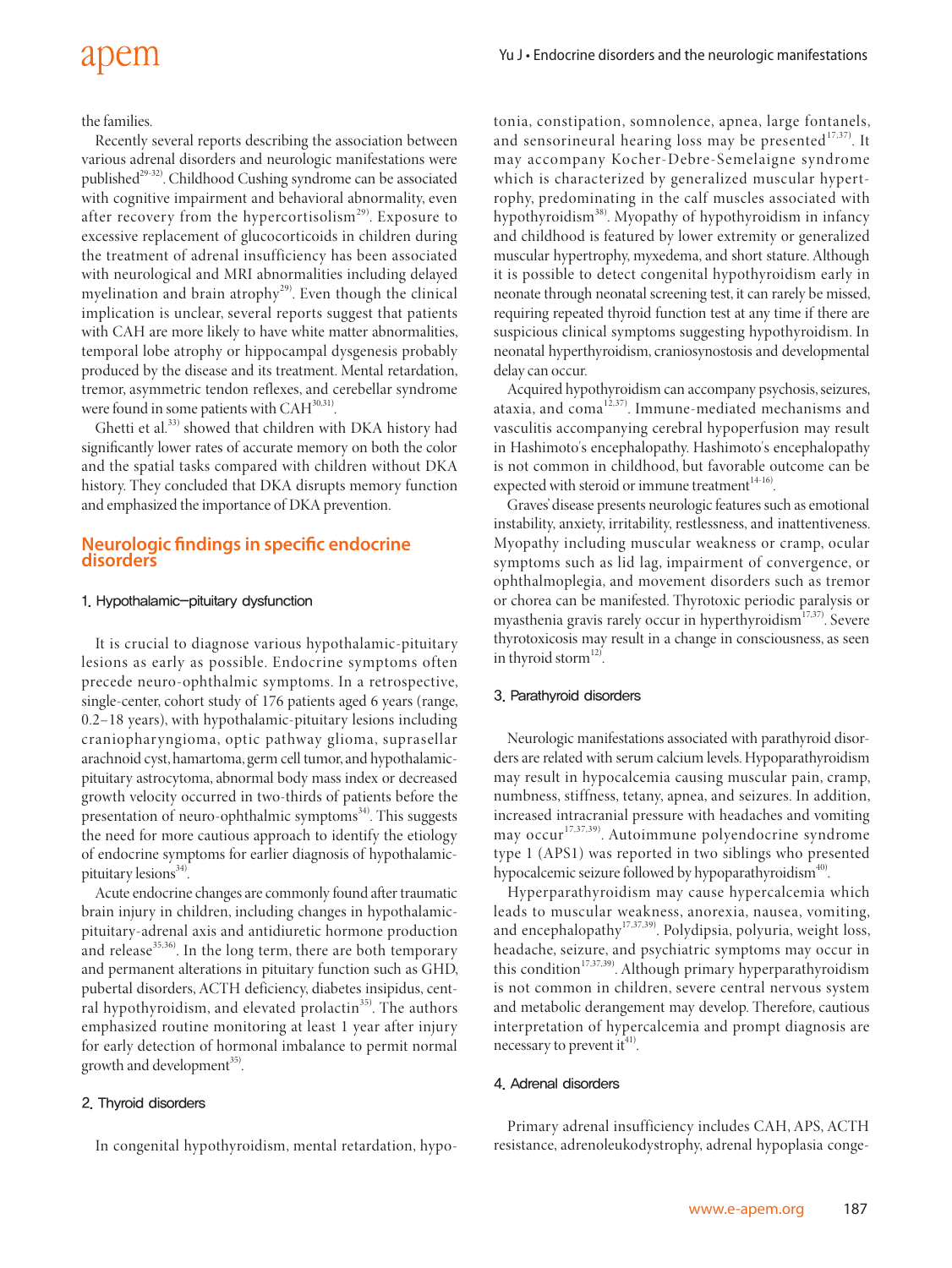the families.

Recently several reports describing the association between various adrenal disorders and neurologic manifestations were published[29-32]. Childhood Cushing syndrome can be associated with cognitive impairment and behavioral abnormality, even after recovery from the hypercortisolism[29]. Exposure to excessive replacement of glucocorticoids in children during the treatment of adrenal insufficiency has been associated with neurological and MRI abnormalities including delayed myelination and brain atrophy[29]. Even though the clinical implication is unclear, several reports suggest that patients with CAH are more likely to have white matter abnormalities, temporal lobe atrophy or hippocampal dysgenesis probably produced by the disease and its treatment. Mental retardation, tremor, asymmetric tendon reflexes, and cerebellar syndrome were found in some patients with CAH[30,31].

Ghetti et al.[33] showed that children with DKA history had significantly lower rates of accurate memory on both the color and the spatial tasks compared with children without DKA history. They concluded that DKA disrupts memory function and emphasized the importance of DKA prevention.

## Neurologic findings in specific endocrine disorders

### 1. Hypothalamic–pituitary dysfunction

It is crucial to diagnose various hypothalamic-pituitary lesions as early as possible. Endocrine symptoms often precede neuro-ophthalmic symptoms. In a retrospective, single-center, cohort study of 176 patients aged 6 years (range, 0.2–18 years), with hypothalamic-pituitary lesions including craniopharyngioma, optic pathway glioma, suprasellar arachnoid cyst, hamartoma, germ cell tumor, and hypothalamic-pituitary astrocytoma, abnormal body mass index or decreased growth velocity occurred in two-thirds of patients before the presentation of neuro-ophthalmic symptoms[34]. This suggests the need for more cautious approach to identify the etiology of endocrine symptoms for earlier diagnosis of hypothalamic-pituitary lesions[34].

Acute endocrine changes are commonly found after traumatic brain injury in children, including changes in hypothalamic-pituitary-adrenal axis and antidiuretic hormone production and release[35,36]. In the long term, there are both temporary and permanent alterations in pituitary function such as GHD, pubertal disorders, ACTH deficiency, diabetes insipidus, central hypothyroidism, and elevated prolactin[35]. The authors emphasized routine monitoring at least 1 year after injury for early detection of hormonal imbalance to permit normal growth and development[35].

### 2. Thyroid disorders

In congenital hypothyroidism, mental retardation, hypotonia, constipation, somnolence, apnea, large fontanels, and sensorineural hearing loss may be presented[17,37]. It may accompany Kocher-Debre-Semelaigne syndrome which is characterized by generalized muscular hypertrophy, predominating in the calf muscles associated with hypothyroidism[38]. Myopathy of hypothyroidism in infancy and childhood is featured by lower extremity or generalized muscular hypertrophy, myxedema, and short stature. Although it is possible to detect congenital hypothyroidism early in neonate through neonatal screening test, it can rarely be missed, requiring repeated thyroid function test at any time if there are suspicious clinical symptoms suggesting hypothyroidism. In neonatal hyperthyroidism, craniosynostosis and developmental delay can occur.

Acquired hypothyroidism can accompany psychosis, seizures, ataxia, and coma[12,37]. Immune-mediated mechanisms and vasculitis accompanying cerebral hypoperfusion may result in Hashimoto's encephalopathy. Hashimoto's encephalopathy is not common in childhood, but favorable outcome can be expected with steroid or immune treatment[14-16].

Graves' disease presents neurologic features such as emotional instability, anxiety, irritability, restlessness, and inattentiveness. Myopathy including muscular weakness or cramp, ocular symptoms such as lid lag, impairment of convergence, or ophthalmoplegia, and movement disorders such as tremor or chorea can be manifested. Thyrotoxic periodic paralysis or myasthenia gravis rarely occur in hyperthyroidism[17,37]. Severe thyrotoxicosis may result in a change in consciousness, as seen in thyroid storm[12].

### 3. Parathyroid disorders

Neurologic manifestations associated with parathyroid disorders are related with serum calcium levels. Hypoparathyroidism may result in hypocalcemia causing muscular pain, cramp, numbness, stiffness, tetany, apnea, and seizures. In addition, increased intracranial pressure with headaches and vomiting may occur[17,37,39]. Autoimmune polyendocrine syndrome type 1 (APS1) was reported in two siblings who presented hypocalcemic seizure followed by hypoparathyroidism[40].

Hyperparathyroidism may cause hypercalcemia which leads to muscular weakness, anorexia, nausea, vomiting, and encephalopathy[17,37,39]. Polydipsia, polyuria, weight loss, headache, seizure, and psychiatric symptoms may occur in this condition[17,37,39]. Although primary hyperparathyroidism is not common in children, severe central nervous system and metabolic derangement may develop. Therefore, cautious interpretation of hypercalcemia and prompt diagnosis are necessary to prevent it[41].

### 4. Adrenal disorders

Primary adrenal insufficiency includes CAH, APS, ACTH resistance, adrenoleukodystrophy, adrenal hypoplasia conge-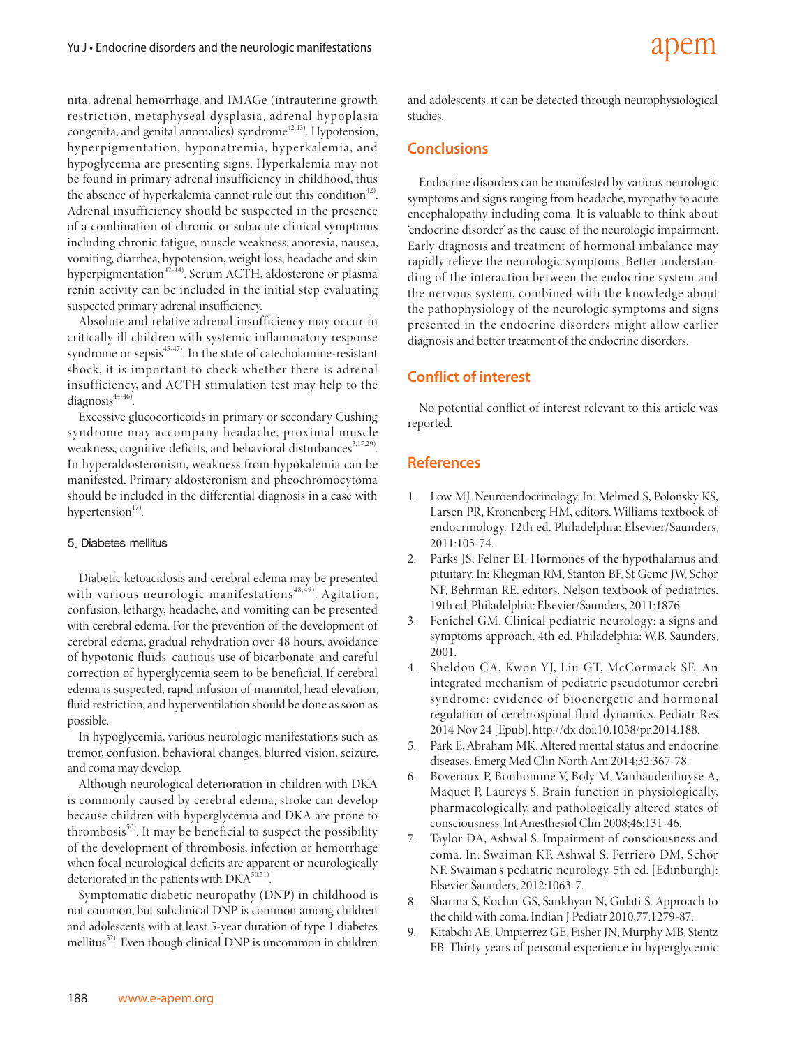nita, adrenal hemorrhage, and IMAGe (intrauterine growth restriction, metaphyseal dysplasia, adrenal hypoplasia congenita, and genital anomalies) syndrome[42,43]. Hypotension, hyperpigmentation, hyponatremia, hyperkalemia, and hypoglycemia are presenting signs. Hyperkalemia may not be found in primary adrenal insufficiency in childhood, thus the absence of hyperkalemia cannot rule out this condition[42]. Adrenal insufficiency should be suspected in the presence of a combination of chronic or subacute clinical symptoms including chronic fatigue, muscle weakness, anorexia, nausea, vomiting, diarrhea, hypotension, weight loss, headache and skin hyperpigmentation[42-44]. Serum ACTH, aldosterone or plasma renin activity can be included in the initial step evaluating suspected primary adrenal insufficiency.

Absolute and relative adrenal insufficiency may occur in critically ill children with systemic inflammatory response syndrome or sepsis[45-47]. In the state of catecholamine-resistant shock, it is important to check whether there is adrenal insufficiency, and ACTH stimulation test may help to the diagnosis[44-46].

Excessive glucocorticoids in primary or secondary Cushing syndrome may accompany headache, proximal muscle weakness, cognitive deficits, and behavioral disturbances[3,17,29]. In hyperaldosteronism, weakness from hypokalemia can be manifested. Primary aldosteronism and pheochromocytoma should be included in the differential diagnosis in a case with hypertension[17].

#### 5. Diabetes mellitus

Diabetic ketoacidosis and cerebral edema may be presented with various neurologic manifestations[48,49]. Agitation, confusion, lethargy, headache, and vomiting can be presented with cerebral edema. For the prevention of the development of cerebral edema, gradual rehydration over 48 hours, avoidance of hypotonic fluids, cautious use of bicarbonate, and careful correction of hyperglycemia seem to be beneficial. If cerebral edema is suspected, rapid infusion of mannitol, head elevation, fluid restriction, and hyperventilation should be done as soon as possible.

In hypoglycemia, various neurologic manifestations such as tremor, confusion, behavioral changes, blurred vision, seizure, and coma may develop.

Although neurological deterioration in children with DKA is commonly caused by cerebral edema, stroke can develop because children with hyperglycemia and DKA are prone to thrombosis[50]. It may be beneficial to suspect the possibility of the development of thrombosis, infection or hemorrhage when focal neurological deficits are apparent or neurologically deteriorated in the patients with DKA[50,51].

Symptomatic diabetic neuropathy (DNP) in childhood is not common, but subclinical DNP is common among children and adolescents with at least 5-year duration of type 1 diabetes mellitus[52]. Even though clinical DNP is uncommon in children and adolescents, it can be detected through neurophysiological studies.

## Conclusions

Endocrine disorders can be manifested by various neurologic symptoms and signs ranging from headache, myopathy to acute encephalopathy including coma. It is valuable to think about 'endocrine disorder' as the cause of the neurologic impairment. Early diagnosis and treatment of hormonal imbalance may rapidly relieve the neurologic symptoms. Better understanding of the interaction between the endocrine system and the nervous system, combined with the knowledge about the pathophysiology of the neurologic symptoms and signs presented in the endocrine disorders might allow earlier diagnosis and better treatment of the endocrine disorders.

## Conflict of interest

No potential conflict of interest relevant to this article was reported.

## References

1. Low MJ. Neuroendocrinology. In: Melmed S, Polonsky KS, Larsen PR, Kronenberg HM, editors. Williams textbook of endocrinology. 12th ed. Philadelphia: Elsevier/Saunders, 2011:103-74.
2. Parks JS, Felner EI. Hormones of the hypothalamus and pituitary. In: Kliegman RM, Stanton BF, St Geme JW, Schor NF, Behrman RE. editors. Nelson textbook of pediatrics. 19th ed. Philadelphia: Elsevier/Saunders, 2011:1876.
3. Fenichel GM. Clinical pediatric neurology: a signs and symptoms approach. 4th ed. Philadelphia: W.B. Saunders, 2001.
4. Sheldon CA, Kwon YJ, Liu GT, McCormack SE. An integrated mechanism of pediatric pseudotumor cerebri syndrome: evidence of bioenergetic and hormonal regulation of cerebrospinal fluid dynamics. Pediatr Res 2014 Nov 24 [Epub]. http://dx.doi:10.1038/pr.2014.188.
5. Park E, Abraham MK. Altered mental status and endocrine diseases. Emerg Med Clin North Am 2014;32:367-78.
6. Boveroux P, Bonhomme V, Boly M, Vanhaudenhuyse A, Maquet P, Laureys S. Brain function in physiologically, pharmacologically, and pathologically altered states of consciousness. Int Anesthesiol Clin 2008;46:131-46.
7. Taylor DA, Ashwal S. Impairment of consciousness and coma. In: Swaiman KF, Ashwal S, Ferriero DM, Schor NF. Swaiman's pediatric neurology. 5th ed. [Edinburgh]: Elsevier Saunders, 2012:1063-7.
8. Sharma S, Kochar GS, Sankhyan N, Gulati S. Approach to the child with coma. Indian J Pediatr 2010;77:1279-87.
9. Kitabchi AE, Umpierrez GE, Fisher JN, Murphy MB, Stentz FB. Thirty years of personal experience in hyperglycemic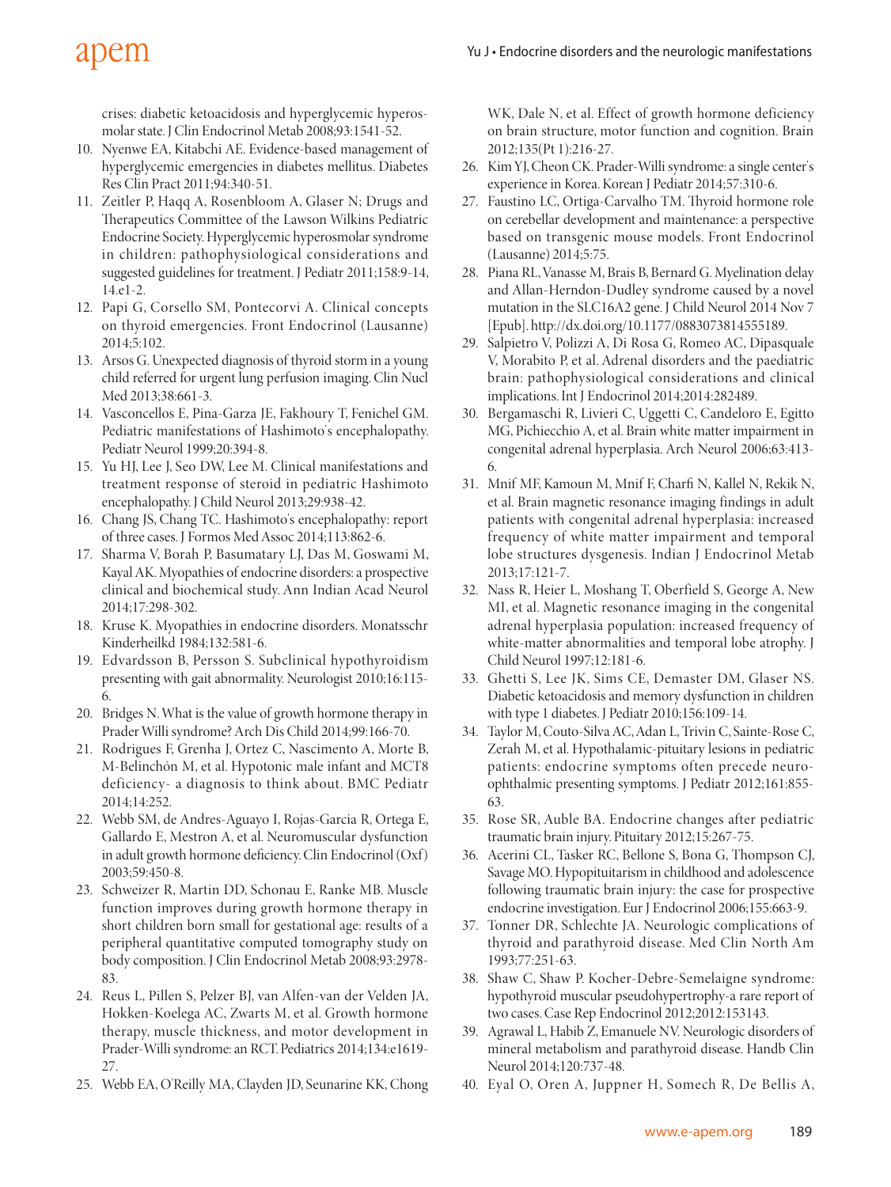crises: diabetic ketoacidosis and hyperglycemic hyperosmolar state. J Clin Endocrinol Metab 2008;93:1541-52.

10. Nyenwe EA, Kitabchi AE. Evidence-based management of hyperglycemic emergencies in diabetes mellitus. Diabetes Res Clin Pract 2011;94:340-51.
11. Zeitler P, Haqq A, Rosenbloom A, Glaser N; Drugs and Therapeutics Committee of the Lawson Wilkins Pediatric Endocrine Society. Hyperglycemic hyperosmolar syndrome in children: pathophysiological considerations and suggested guidelines for treatment. J Pediatr 2011;158:9-14, 14.e1-2.
12. Papi G, Corsello SM, Pontecorvi A. Clinical concepts on thyroid emergencies. Front Endocrinol (Lausanne) 2014;5:102.
13. Arsos G. Unexpected diagnosis of thyroid storm in a young child referred for urgent lung perfusion imaging. Clin Nucl Med 2013;38:661-3.
14. Vasconcellos E, Pina-Garza JE, Fakhoury T, Fenichel GM. Pediatric manifestations of Hashimoto's encephalopathy. Pediatr Neurol 1999;20:394-8.
15. Yu HJ, Lee J, Seo DW, Lee M. Clinical manifestations and treatment response of steroid in pediatric Hashimoto encephalopathy. J Child Neurol 2013;29:938-42.
16. Chang JS, Chang TC. Hashimoto's encephalopathy: report of three cases. J Formos Med Assoc 2014;113:862-6.
17. Sharma V, Borah P, Basumatary LJ, Das M, Goswami M, Kayal AK. Myopathies of endocrine disorders: a prospective clinical and biochemical study. Ann Indian Acad Neurol 2014;17:298-302.
18. Kruse K. Myopathies in endocrine disorders. Monatsschr Kinderheilkd 1984;132:581-6.
19. Edvardsson B, Persson S. Subclinical hypothyroidism presenting with gait abnormality. Neurologist 2010;16:115-6.
20. Bridges N. What is the value of growth hormone therapy in Prader Willi syndrome? Arch Dis Child 2014;99:166-70.
21. Rodrigues F, Grenha J, Ortez C, Nascimento A, Morte B, M-Belinchón M, et al. Hypotonic male infant and MCT8 deficiency- a diagnosis to think about. BMC Pediatr 2014;14:252.
22. Webb SM, de Andres-Aguayo I, Rojas-Garcia R, Ortega E, Gallardo E, Mestron A, et al. Neuromuscular dysfunction in adult growth hormone deficiency. Clin Endocrinol (Oxf) 2003;59:450-8.
23. Schweizer R, Martin DD, Schonau E, Ranke MB. Muscle function improves during growth hormone therapy in short children born small for gestational age: results of a peripheral quantitative computed tomography study on body composition. J Clin Endocrinol Metab 2008;93:2978-83.
24. Reus L, Pillen S, Pelzer BJ, van Alfen-van der Velden JA, Hokken-Koelega AC, Zwarts M, et al. Growth hormone therapy, muscle thickness, and motor development in Prader-Willi syndrome: an RCT. Pediatrics 2014;134:e1619-27.
25. Webb EA, O'Reilly MA, Clayden JD, Seunarine KK, Chong WK, Dale N, et al. Effect of growth hormone deficiency on brain structure, motor function and cognition. Brain 2012;135(Pt 1):216-27.
26. Kim YJ, Cheon CK. Prader-Willi syndrome: a single center's experience in Korea. Korean J Pediatr 2014;57:310-6.
27. Faustino LC, Ortiga-Carvalho TM. Thyroid hormone role on cerebellar development and maintenance: a perspective based on transgenic mouse models. Front Endocrinol (Lausanne) 2014;5:75.
28. Piana RL, Vanasse M, Brais B, Bernard G. Myelination delay and Allan-Herndon-Dudley syndrome caused by a novel mutation in the SLC16A2 gene. J Child Neurol 2014 Nov 7 [Epub]. http://dx.doi.org/10.1177/0883073814555189.
29. Salpietro V, Polizzi A, Di Rosa G, Romeo AC, Dipasquale V, Morabito P, et al. Adrenal disorders and the paediatric brain: pathophysiological considerations and clinical implications. Int J Endocrinol 2014;2014:282489.
30. Bergamaschi R, Livieri C, Uggetti C, Candeloro E, Egitto MG, Pichiecchio A, et al. Brain white matter impairment in congenital adrenal hyperplasia. Arch Neurol 2006;63:413-6.
31. Mnif MF, Kamoun M, Mnif F, Charfi N, Kallel N, Rekik N, et al. Brain magnetic resonance imaging findings in adult patients with congenital adrenal hyperplasia: increased frequency of white matter impairment and temporal lobe structures dysgenesis. Indian J Endocrinol Metab 2013;17:121-7.
32. Nass R, Heier L, Moshang T, Oberfield S, George A, New MI, et al. Magnetic resonance imaging in the congenital adrenal hyperplasia population: increased frequency of white-matter abnormalities and temporal lobe atrophy. J Child Neurol 1997;12:181-6.
33. Ghetti S, Lee JK, Sims CE, Demaster DM, Glaser NS. Diabetic ketoacidosis and memory dysfunction in children with type 1 diabetes. J Pediatr 2010;156:109-14.
34. Taylor M, Couto-Silva AC, Adan L, Trivin C, Sainte-Rose C, Zerah M, et al. Hypothalamic-pituitary lesions in pediatric patients: endocrine symptoms often precede neuro-ophthalmic presenting symptoms. J Pediatr 2012;161:855-63.
35. Rose SR, Auble BA. Endocrine changes after pediatric traumatic brain injury. Pituitary 2012;15:267-75.
36. Acerini CL, Tasker RC, Bellone S, Bona G, Thompson CJ, Savage MO. Hypopituitarism in childhood and adolescence following traumatic brain injury: the case for prospective endocrine investigation. Eur J Endocrinol 2006;155:663-9.
37. Tonner DR, Schlechte JA. Neurologic complications of thyroid and parathyroid disease. Med Clin North Am 1993;77:251-63.
38. Shaw C, Shaw P. Kocher-Debre-Semelaigne syndrome: hypothyroid muscular pseudohypertrophy-a rare report of two cases. Case Rep Endocrinol 2012;2012:153143.
39. Agrawal L, Habib Z, Emanuele NV. Neurologic disorders of mineral metabolism and parathyroid disease. Handb Clin Neurol 2014;120:737-48.
40. Eyal O, Oren A, Juppner H, Somech R, De Bellis A,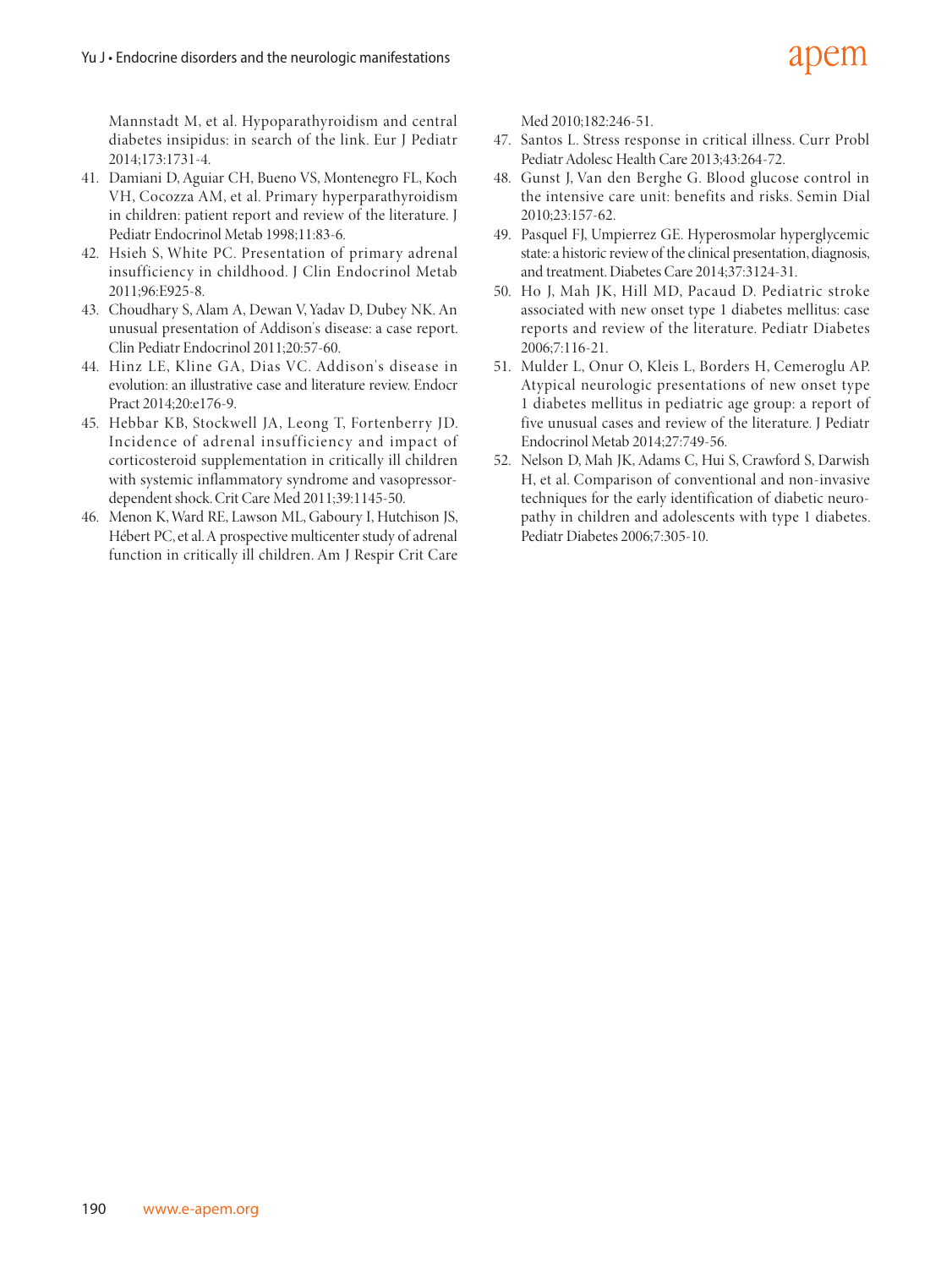Mannstadt M, et al. Hypoparathyroidism and central diabetes insipidus: in search of the link. Eur J Pediatr 2014;173:1731-4.

41. Damiani D, Aguiar CH, Bueno VS, Montenegro FL, Koch VH, Cocozza AM, et al. Primary hyperparathyroidism in children: patient report and review of the literature. J Pediatr Endocrinol Metab 1998;11:83-6.
42. Hsieh S, White PC. Presentation of primary adrenal insufficiency in childhood. J Clin Endocrinol Metab 2011;96:E925-8.
43. Choudhary S, Alam A, Dewan V, Yadav D, Dubey NK. An unusual presentation of Addison's disease: a case report. Clin Pediatr Endocrinol 2011;20:57-60.
44. Hinz LE, Kline GA, Dias VC. Addison's disease in evolution: an illustrative case and literature review. Endocr Pract 2014;20:e176-9.
45. Hebbar KB, Stockwell JA, Leong T, Fortenberry JD. Incidence of adrenal insufficiency and impact of corticosteroid supplementation in critically ill children with systemic inflammatory syndrome and vasopressor-dependent shock. Crit Care Med 2011;39:1145-50.
46. Menon K, Ward RE, Lawson ML, Gaboury I, Hutchison JS, Hébert PC, et al. A prospective multicenter study of adrenal function in critically ill children. Am J Respir Crit Care Med 2010;182:246-51.
47. Santos L. Stress response in critical illness. Curr Probl Pediatr Adolesc Health Care 2013;43:264-72.
48. Gunst J, Van den Berghe G. Blood glucose control in the intensive care unit: benefits and risks. Semin Dial 2010;23:157-62.
49. Pasquel FJ, Umpierrez GE. Hyperosmolar hyperglycemic state: a historic review of the clinical presentation, diagnosis, and treatment. Diabetes Care 2014;37:3124-31.
50. Ho J, Mah JK, Hill MD, Pacaud D. Pediatric stroke associated with new onset type 1 diabetes mellitus: case reports and review of the literature. Pediatr Diabetes 2006;7:116-21.
51. Mulder L, Onur O, Kleis L, Borders H, Cemeroglu AP. Atypical neurologic presentations of new onset type 1 diabetes mellitus in pediatric age group: a report of five unusual cases and review of the literature. J Pediatr Endocrinol Metab 2014;27:749-56.
52. Nelson D, Mah JK, Adams C, Hui S, Crawford S, Darwish H, et al. Comparison of conventional and non-invasive techniques for the early identification of diabetic neuropathy in children and adolescents with type 1 diabetes. Pediatr Diabetes 2006;7:305-10.